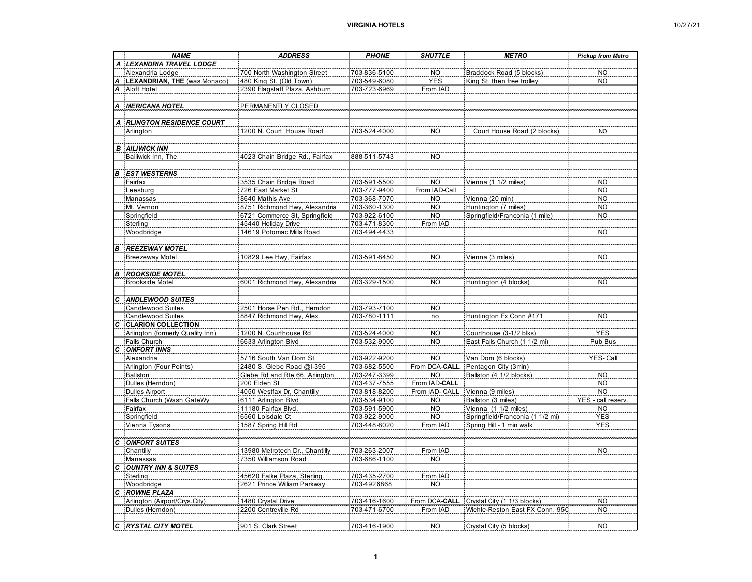# VIRGINIA HOTELS

10/27/21

| | NAME | ADDRESS | PHONE | SHUTTLE | METRO | Pickup from Metro |
|---|---|---|---|---|---|---|
| A | LEXANDRIA TRAVEL LODGE | | | | | |
| | Alexandria Lodge | 700 North Washington Street | 703-836-5100 | NO | Braddock Road (5 blocks) | NO |
| A | LEXANDRIAN, THE (was Monaco) | 480 King St. (Old Town) | 703-549-6080 | YES | King St. then free trolley | NO |
| A | Aloft Hotel | 2390 Flagstaff Plaza, Ashburn, | 703-723-6969 | From IAD | | |
| | | | | | | |
| A | MERICANA HOTEL | PERMANENTLY CLOSED | | | | |
| | | | | | | |
| A | RLINGTON RESIDENCE COURT | | | | | |
| | Arlington | 1200 N. Court House Road | 703-524-4000 | NO | Court House Road (2 blocks) | NO |
| | | | | | | |
| B | AILIWICK INN | | | | | |
| | Bailiwick Inn, The | 4023 Chain Bridge Rd., Fairfax | 888-511-5743 | NO | | |
| | | | | | | |
| B | EST WESTERNS | | | | | |
| | Fairfax | 3535 Chain Bridge Road | 703-591-5500 | NO | Vienna (1 1/2 miles) | NO |
| | Leesburg | 726 East Market St | 703-777-9400 | From IAD-Call | | NO |
| | Manassas | 8640 Mathis Ave | 703-368-7070 | NO | Vienna (20 min) | NO |
| | Mt. Vernon | 8751 Richmond Hwy, Alexandria | 703-360-1300 | NO | Huntington (7 miles) | NO |
| | Springfield | 6721 Commerce St, Springfield | 703-922-6100 | NO | Springfield/Franconia (1 mile) | NO |
| | Sterling | 45440 Holiday Drive | 703-471-8300 | From IAD | | |
| | Woodbridge | 14619 Potomac Mills Road | 703-494-4433 | | | NO |
| | | | | | | |
| B | REEZEWAY MOTEL | | | | | |
| | Breezeway Motel | 10829 Lee Hwy, Fairfax | 703-591-8450 | NO | Vienna (3 miles) | NO |
| | | | | | | |
| B | ROOKSIDE MOTEL | | | | | |
| | Brookside Motel | 6001 Richmond Hwy, Alexandria | 703-329-1500 | NO | Huntington (4 blocks) | NO |
| | | | | | | |
| C | ANDLEWOOD SUITES | | | | | |
| | Candlewood Suites | 2501 Horse Pen Rd., Herndon | 703-793-7100 | NO | | |
| | Candlewood Suites | 8847 Richmond Hwy, Alex. | 703-780-1111 | no | Huntington,Fx Conn #171 | NO |
| C | CLARION COLLECTION | | | | | |
| | Arlington (formerly Quality Inn) | 1200 N. Courthouse Rd | 703-524-4000 | NO | Courthouse (3-1/2 blks) | YES |
| | Falls Church | 6633 Arlington Blvd | 703-532-9000 | NO | East Falls Church (1 1/2 mi) | Pub Bus |
| C | OMFORT INNS | | | | | |
| | Alexandria | 5716 South Van Dorn St | 703-922-9200 | NO | Van Dorn (6 blocks) | YES- Call |
| | Arlington (Four Points) | 2480 S. Glebe Road @I-395 | 703-682-5500 | From DCA-**CALL** | Pentagon City (3min) | |
| | Ballston | Glebe Rd and Rte 66, Arlington | 703-247-3399 | NO | Ballston (4 1/2 blocks) | NO |
| | Dulles (Herndon) | 200 Elden St | 703-437-7555 | From IAD-**CALL** | | NO |
| | Dulles Airport | 4050 Westfax Dr, Chantilly | 703-818-8200 | From IAD- CALL | Vienna (9 miles) | NO |
| | Falls Church (Wash.GateWy | 6111 Arlington Blvd | 703-534-9100 | NO | Ballston (3 miles) | YES - call reserv. |
| | Fairfax | 11180 Fairfax Blvd. | 703-591-5900 | NO | Vienna (1 1/2 miles) | NO |
| | Springfield | 6560 Loisdale Ct | 703-922-9000 | NO | Springfield/Franconia (1 1/2 mi) | YES |
| | Vienna Tysons | 1587 Spring Hill Rd | 703-448-8020 | From IAD | Spring Hill - 1 min walk | YES |
| | | | | | | |
| C | OMFORT SUITES | | | | | |
| | Chantilly | 13980 Metrotech Dr., Chantilly | 703-263-2007 | From IAD | | NO |
| | Manassas | 7350 Williamson Road | 703-686-1100 | NO | | |
| C | OUNTRY INN & SUITES | | | | | |
| | Sterling | 45620 Falke Plaza, Sterling | 703-435-2700 | From IAD | | |
| | Woodbridge | 2621 Prince William Parkway | 703-4926868 | NO | | |
| C | ROWNE PLAZA | | | | | |
| | Arlington (Airport/Crys.City) | 1480 Crystal Drive | 703-416-1600 | From DCA-**CALL** | Crystal City (1 1/3 blocks) | NO |
| | Dulles (Herndon) | 2200 Centreville Rd | 703-471-6700 | From IAD | Wiehle-Reston East FX Conn. 950 | NO |
| | | | | | | |
| C | RYSTAL CITY MOTEL | 901 S. Clark Street | 703-416-1900 | NO | Crystal City (5 blocks) | NO |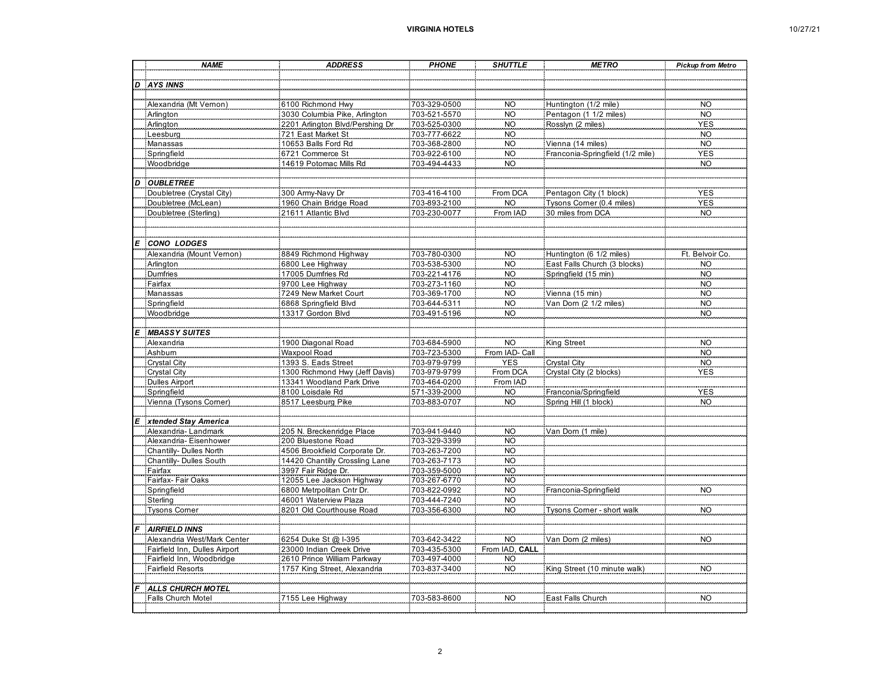# VIRGINIA HOTELS

10/27/21

| | NAME | ADDRESS | PHONE | SHUTTLE | METRO | Pickup from Metro |
|---|---|---|---|---|---|---|
| D | AYS INNS | | | | | |
| | Alexandria (Mt Vernon) | 6100 Richmond Hwy | 703-329-0500 | NO | Huntington (1/2 mile) | NO |
| | Arlington | 3030 Columbia Pike, Arlington | 703-521-5570 | NO | Pentagon (1 1/2 miles) | NO |
| | Arlington | 2201 Arlington Blvd/Pershing Dr | 703-525-0300 | NO | Rosslyn (2 miles) | YES |
| | Leesburg | 721 East Market St | 703-777-6622 | NO | | NO |
| | Manassas | 10653 Balls Ford Rd | 703-368-2800 | NO | Vienna (14 miles) | NO |
| | Springfield | 6721 Commerce St | 703-922-6100 | NO | Franconia-Springfield (1/2 mile) | YES |
| | Woodbridge | 14619 Potomac Mills Rd | 703-494-4433 | NO | | NO |
| D | OUBLETREE | | | | | |
| | Doubletree (Crystal City) | 300 Army-Navy Dr | 703-416-4100 | From DCA | Pentagon City (1 block) | YES |
| | Doubletree (McLean) | 1960 Chain Bridge Road | 703-893-2100 | NO | Tysons Corner (0.4 miles) | YES |
| | Doubletree (Sterling) | 21611 Atlantic Blvd | 703-230-0077 | From IAD | 30 miles from DCA | NO |
| E | CONO LODGES | | | | | |
| | Alexandria (Mount Vernon) | 8849 Richmond Highway | 703-780-0300 | NO | Huntington (6 1/2 miles) | Ft. Belvoir Co. |
| | Arlington | 6800 Lee Highway | 703-538-5300 | NO | East Falls Church (3 blocks) | NO |
| | Dumfries | 17005 Dumfries Rd | 703-221-4176 | NO | Springfield (15 min) | NO |
| | Fairfax | 9700 Lee Highway | 703-273-1160 | NO | | NO |
| | Manassas | 7249 New Market Court | 703-369-1700 | NO | Vienna (15 min) | NO |
| | Springfield | 6868 Springfield Blvd | 703-644-5311 | NO | Van Dorn (2 1/2 miles) | NO |
| | Woodbridge | 13317 Gordon Blvd | 703-491-5196 | NO | | NO |
| E | MBASSY SUITES | | | | | |
| | Alexandria | 1900 Diagonal Road | 703-684-5900 | NO | King Street | NO |
| | Ashburn | Waxpool Road | 703-723-5300 | From IAD- Call | | NO |
| | Crystal City | 1393 S. Eads Street | 703-979-9799 | YES | Crystal City | NO |
| | Crystal City | 1300 Richmond Hwy (Jeff Davis) | 703-979-9799 | From DCA | Crystal City (2 blocks) | YES |
| | Dulles Airport | 13341 Woodland Park Drive | 703-464-0200 | From IAD | | |
| | Springfield | 8100 Loisdale Rd | 571-339-2000 | NO | Franconia/Springfield | YES |
| | Vienna (Tysons Corner) | 8517 Leesburg Pike | 703-883-0707 | NO | Spring Hill (1 block) | NO |
| E | xtended Stay America | | | | | |
| | Alexandria- Landmark | 205 N. Breckenridge Place | 703-941-9440 | NO | Van Dorn (1 mile) | |
| | Alexandria- Eisenhower | 200 Bluestone Road | 703-329-3399 | NO | | |
| | Chantilly- Dulles North | 4506 Brookfield Corporate Dr. | 703-263-7200 | NO | | |
| | Chantilly- Dulles South | 14420 Chantilly Crossing Lane | 703-263-7173 | NO | | |
| | Fairfax | 3997 Fair Ridge Dr. | 703-359-5000 | NO | | |
| | Fairfax- Fair Oaks | 12055 Lee Jackson Highway | 703-267-6770 | NO | | |
| | Springfield | 6800 Metrpolitan Cntr Dr. | 703-822-0992 | NO | Franconia-Springfield | NO |
| | Sterling | 46001 Waterview Plaza | 703-444-7240 | NO | | |
| | Tysons Corner | 8201 Old Courthouse Road | 703-356-6300 | NO | Tysons Corner - short walk | NO |
| F | AIRFIELD INNS | | | | | |
| | Alexandria West/Mark Center | 6254 Duke St @ I-395 | 703-642-3422 | NO | Van Dorn (2 miles) | NO |
| | Fairfield Inn, Dulles Airport | 23000 Indian Creek Drive | 703-435-5300 | From IAD, **CALL** | | |
| | Fairfield Inn, Woodbridge | 2610 Prince William Parkway | 703-497-4000 | NO | | |
| | Fairfield Resorts | 1757 King Street, Alexandria | 703-837-3400 | NO | King Street (10 minute walk) | NO |
| F | ALLS CHURCH MOTEL | | | | | |
| | Falls Church Motel | 7155 Lee Highway | 703-583-8600 | NO | East Falls Church | NO |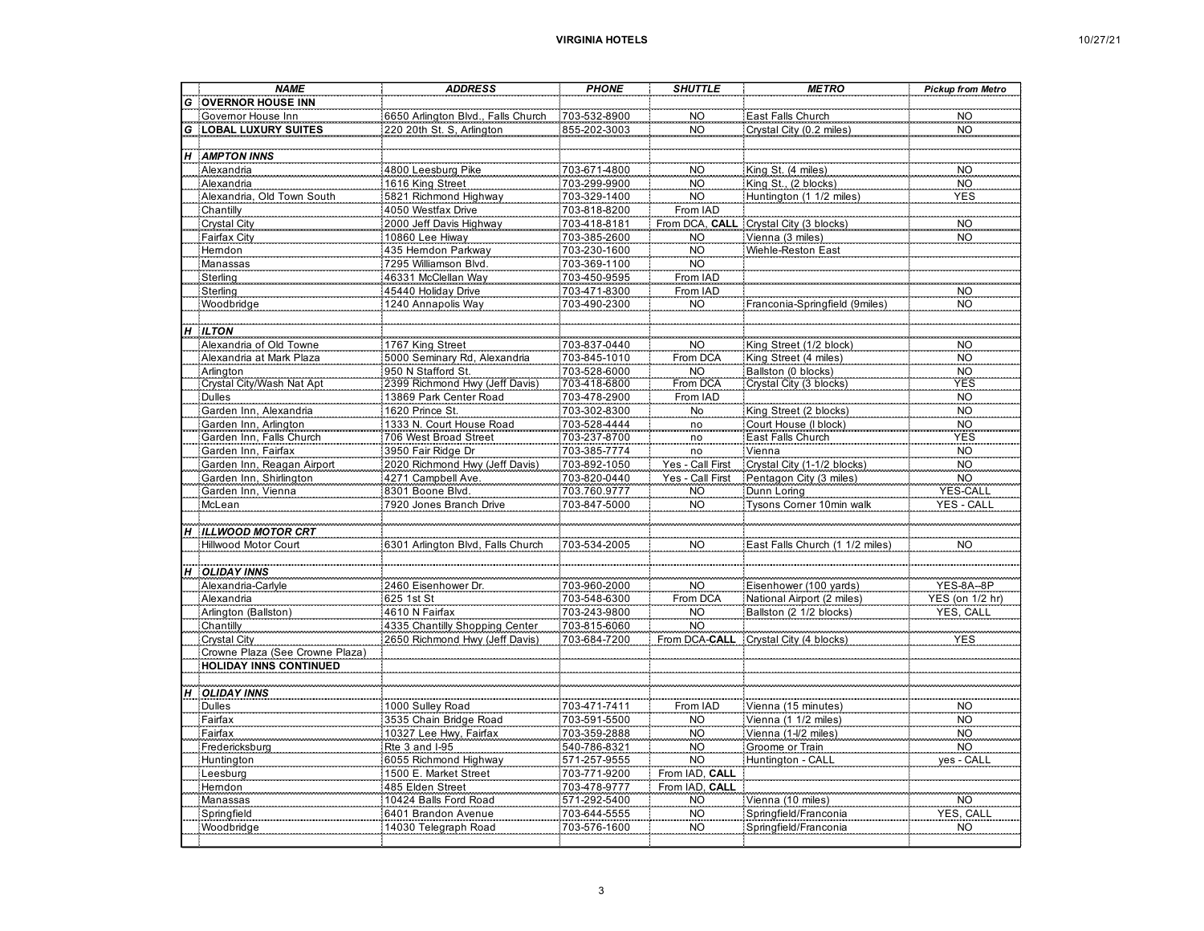# VIRGINIA HOTELS

10/27/21

| | NAME | ADDRESS | PHONE | SHUTTLE | METRO | Pickup from Metro |
|---|---|---|---|---|---|---|
| G | OVERNOR HOUSE INN | | | | | |
| | Governor House Inn | 6650 Arlington Blvd., Falls Church | 703-532-8900 | NO | East Falls Church | NO |
| G | LOBAL LUXURY SUITES | 220 20th St. S, Arlington | 855-202-3003 | NO | Crystal City (0.2 miles) | NO |
| | | | | | | |
| H | AMPTON INNS | | | | | |
| | Alexandria | 4800 Leesburg Pike | 703-671-4800 | NO | King St. (4 miles) | NO |
| | Alexandria | 1616 King Street | 703-299-9900 | NO | King St., (2 blocks) | NO |
| | Alexandria, Old Town South | 5821 Richmond Highway | 703-329-1400 | NO | Huntington (1 1/2 miles) | YES |
| | Chantilly | 4050 Westfax Drive | 703-818-8200 | From IAD | | |
| | Crystal City | 2000 Jeff Davis Highway | 703-418-8181 | From DCA, **CALL** | Crystal City (3 blocks) | NO |
| | Fairfax City | 10860 Lee Hiway | 703-385-2600 | NO | Vienna (3 miles) | NO |
| | Herndon | 435 Herndon Parkway | 703-230-1600 | NO | Wiehle-Reston East | |
| | Manassas | 7295 Williamson Blvd. | 703-369-1100 | NO | | |
| | Sterling | 46331 McClellan Way | 703-450-9595 | From IAD | | |
| | Sterling | 45440 Holiday Drive | 703-471-8300 | From IAD | | NO |
| | Woodbridge | 1240 Annapolis Way | 703-490-2300 | NO | Franconia-Springfield (9miles) | NO |
| | | | | | | |
| H | ILTON | | | | | |
| | Alexandria of Old Towne | 1767 King Street | 703-837-0440 | NO | King Street (1/2 block) | NO |
| | Alexandria at Mark Plaza | 5000 Seminary Rd, Alexandria | 703-845-1010 | From DCA | King Street (4 miles) | NO |
| | Arlington | 950 N Stafford St. | 703-528-6000 | NO | Ballston (0 blocks) | NO |
| | Crystal City/Wash Nat Apt | 2399 Richmond Hwy (Jeff Davis) | 703-418-6800 | From DCA | Crystal City (3 blocks) | YES |
| | Dulles | 13869 Park Center Road | 703-478-2900 | From IAD | | NO |
| | Garden Inn, Alexandria | 1620 Prince St. | 703-302-8300 | No | King Street (2 blocks) | NO |
| | Garden Inn, Arlington | 1333 N. Court House Road | 703-528-4444 | no | Court House (l block) | NO |
| | Garden Inn, Falls Church | 706 West Broad Street | 703-237-8700 | no | East Falls Church | YES |
| | Garden Inn, Fairfax | 3950 Fair Ridge Dr | 703-385-7774 | no | Vienna | NO |
| | Garden Inn, Reagan Airport | 2020 Richmond Hwy (Jeff Davis) | 703-892-1050 | Yes - Call First | Crystal City (1-1/2 blocks) | NO |
| | Garden Inn, Shirlington | 4271 Campbell Ave. | 703-820-0440 | Yes - Call First | Pentagon City (3 miles) | NO |
| | Garden Inn, Vienna | 8301 Boone Blvd. | 703.760.9777 | NO | Dunn Loring | YES-CALL |
| | McLean | 7920 Jones Branch Drive | 703-847-5000 | NO | Tysons Corner 10min walk | YES - CALL |
| | | | | | | |
| H | ILLWOOD MOTOR CRT | | | | | |
| | Hillwood Motor Court | 6301 Arlington Blvd, Falls Church | 703-534-2005 | NO | East Falls Church (1 1/2 miles) | NO |
| | | | | | | |
| H | OLIDAY INNS | | | | | |
| | Alexandria-Carlyle | 2460 Eisenhower Dr. | 703-960-2000 | NO | Eisenhower (100 yards) | YES-8A--8P |
| | Alexandria | 625 1st St | 703-548-6300 | From DCA | National Airport (2 miles) | YES (on 1/2 hr) |
| | Arlington (Ballston) | 4610 N Fairfax | 703-243-9800 | NO | Ballston (2 1/2 blocks) | YES, CALL |
| | Chantilly | 4335 Chantilly Shopping Center | 703-815-6060 | NO | | |
| | Crystal City | 2650 Richmond Hwy (Jeff Davis) | 703-684-7200 | From DCA-**CALL** | Crystal City (4 blocks) | YES |
| | Crowne Plaza (See Crowne Plaza) | | | | | |
| | **HOLIDAY INNS CONTINUED** | | | | | |
| | | | | | | |
| H | OLIDAY INNS | | | | | |
| | Dulles | 1000 Sulley Road | 703-471-7411 | From IAD | Vienna (15 minutes) | NO |
| | Fairfax | 3535 Chain Bridge Road | 703-591-5500 | NO | Vienna (1 1/2 miles) | NO |
| | Fairfax | 10327 Lee Hwy, Fairfax | 703-359-2888 | NO | Vienna (1-l/2 miles) | NO |
| | Fredericksburg | Rte 3 and I-95 | 540-786-8321 | NO | Groome or Train | NO |
| | Huntington | 6055 Richmond Highway | 571-257-9555 | NO | Huntington - CALL | yes - CALL |
| | Leesburg | 1500 E. Market Street | 703-771-9200 | From IAD, **CALL** | | |
| | Herndon | 485 Elden Street | 703-478-9777 | From IAD, **CALL** | | |
| | Manassas | 10424 Balls Ford Road | 571-292-5400 | NO | Vienna (10 miles) | NO |
| | Springfield | 6401 Brandon Avenue | 703-644-5555 | NO | Springfield/Franconia | YES, CALL |
| | Woodbridge | 14030 Telegraph Road | 703-576-1600 | NO | Springfield/Franconia | NO |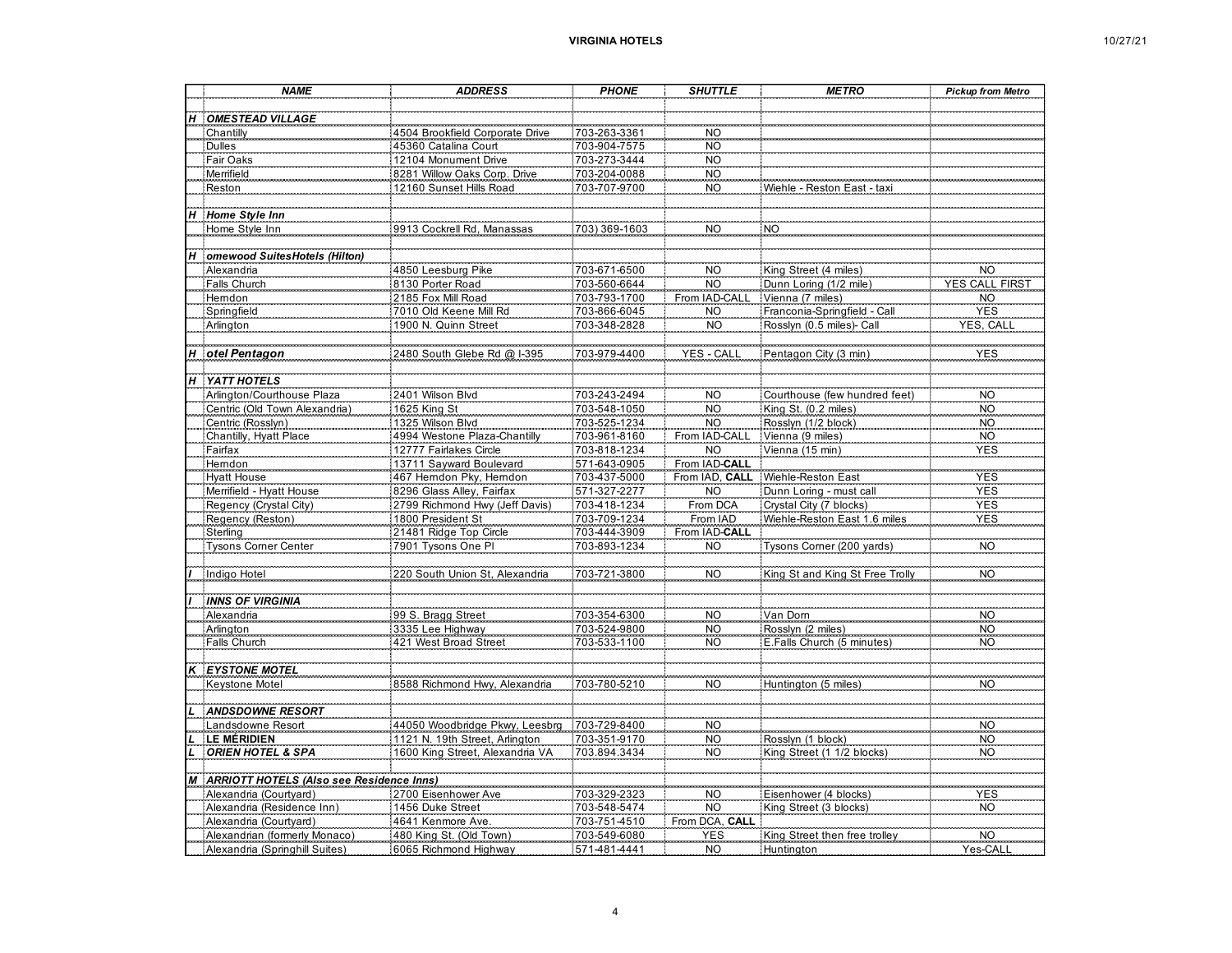# VIRGINIA HOTELS

| | NAME | ADDRESS | PHONE | SHUTTLE | METRO | Pickup from Metro |
|---|---|---|---|---|---|---|
| H | ***OMESTEAD VILLAGE*** | | | | | |
| | Chantilly | 4504 Brookfield Corporate Drive | 703-263-3361 | NO | | |
| | Dulles | 45360 Catalina Court | 703-904-7575 | NO | | |
| | Fair Oaks | 12104 Monument Drive | 703-273-3444 | NO | | |
| | Merrifield | 8281 Willow Oaks Corp. Drive | 703-204-0088 | NO | | |
| | Reston | 12160 Sunset Hills Road | 703-707-9700 | NO | Wiehle - Reston East - taxi | |
| H | ***Home Style Inn*** | | | | | |
| | Home Style Inn | 9913 Cockrell Rd, Manassas | 703) 369-1603 | NO | NO | |
| H | ***omewood SuitesHotels (Hilton)*** | | | | | |
| | Alexandria | 4850 Leesburg Pike | 703-671-6500 | NO | King Street (4 miles) | NO |
| | Falls Church | 8130 Porter Road | 703-560-6644 | NO | Dunn Loring (1/2 mile) | YES CALL FIRST |
| | Herndon | 2185 Fox Mill Road | 703-793-1700 | From IAD-CALL | Vienna (7 miles) | NO |
| | Springfield | 7010 Old Keene Mill Rd | 703-866-6045 | NO | Franconia-Springfield - Call | YES |
| | Arlington | 1900 N. Quinn Street | 703-348-2828 | NO | Rosslyn (0.5 miles)- Call | YES, CALL |
| H | ***otel Pentagon*** | 2480 South Glebe Rd @ I-395 | 703-979-4400 | YES - CALL | Pentagon City (3 min) | YES |
| H | ***YATT HOTELS*** | | | | | |
| | Arlington/Courthouse Plaza | 2401 Wilson Blvd | 703-243-2494 | NO | Courthouse (few hundred feet) | NO |
| | Centric (Old Town Alexandria) | 1625 King St | 703-548-1050 | NO | King St. (0.2 miles) | NO |
| | Centric (Rosslyn) | 1325 Wilson Blvd | 703-525-1234 | NO | Rosslyn (1/2 block) | NO |
| | Chantilly, Hyatt Place | 4994 Westone Plaza-Chantilly | 703-961-8160 | From IAD-CALL | Vienna (9 miles) | NO |
| | Fairfax | 12777 Fairlakes Circle | 703-818-1234 | NO | Vienna (15 min) | YES |
| | Herndon | 13711 Sayward Boulevard | 571-643-0905 | From IAD-**CALL** | | |
| | Hyatt House | 467 Herndon Pky, Herndon | 703-437-5000 | From IAD, **CALL** | Wiehle-Reston East | YES |
| | Merrifield - Hyatt House | 8296 Glass Alley, Fairfax | 571-327-2277 | NO | Dunn Loring - must call | YES |
| | Regency (Crystal City) | 2799 Richmond Hwy (Jeff Davis) | 703-418-1234 | From DCA | Crystal City (7 blocks) | YES |
| | Regency (Reston) | 1800 President St | 703-709-1234 | From IAD | Wiehle-Reston East 1.6 miles | YES |
| | Sterling | 21481 Ridge Top Circle | 703-444-3909 | From IAD-**CALL** | | |
| | Tysons Corner Center | 7901 Tysons One Pl | 703-893-1234 | NO | Tysons Corner (200 yards) | NO |
| I | Indigo Hotel | 220 South Union St, Alexandria | 703-721-3800 | NO | King St and King St Free Trolly | NO |
| I | ***INNS OF VIRGINIA*** | | | | | |
| | Alexandria | 99 S. Bragg Street | 703-354-6300 | NO | Van Dorn | NO |
| | Arlington | 3335 Lee Highway | 703-524-9800 | NO | Rosslyn (2 miles) | NO |
| | Falls Church | 421 West Broad Street | 703-533-1100 | NO | E.Falls Church (5 minutes) | NO |
| K | ***EYSTONE MOTEL*** | | | | | |
| | Keystone Motel | 8588 Richmond Hwy, Alexandria | 703-780-5210 | NO | Huntington (5 miles) | NO |
| L | ***ANDSDOWNE RESORT*** | | | | | |
| | Landsdowne Resort | 44050 Woodbridge Pkwy, Leesbrg | 703-729-8400 | NO | | NO |
| L | **LE MÉRIDIEN** | 1121 N. 19th Street, Arlington | 703-351-9170 | NO | Rosslyn (1 block) | NO |
| L | ***ORIEN HOTEL & SPA*** | 1600 King Street, Alexandria VA | 703.894.3434 | NO | King Street (1 1/2 blocks) | NO |
| M | ***ARRIOTT HOTELS (Also see Residence Inns)*** | | | | | |
| | Alexandria (Courtyard) | 2700 Eisenhower Ave | 703-329-2323 | NO | Eisenhower (4 blocks) | YES |
| | Alexandria (Residence Inn) | 1456 Duke Street | 703-548-5474 | NO | King Street (3 blocks) | NO |
| | Alexandria (Courtyard) | 4641 Kenmore Ave. | 703-751-4510 | From DCA, **CALL** | | |
| | Alexandrian (formerly Monaco) | 480 King St. (Old Town) | 703-549-6080 | YES | King Street then free trolley | NO |
| | Alexandria (Springhill Suites) | 6065 Richmond Highway | 571-481-4441 | NO | Huntington | Yes-CALL |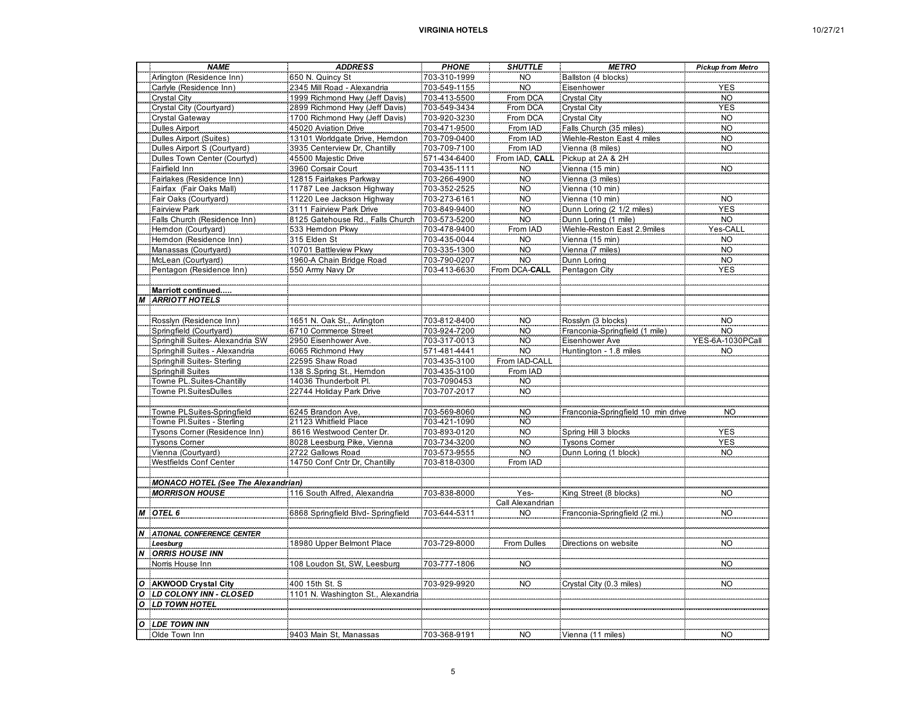# VIRGINIA HOTELS

10/27/21

| | NAME | ADDRESS | PHONE | SHUTTLE | METRO | Pickup from Metro |
|---|---|---|---|---|---|---|
| | Arlington (Residence Inn) | 650 N. Quincy St | 703-310-1999 | NO | Ballston (4 blocks) | |
| | Carlyle (Residence Inn) | 2345 Mill Road - Alexandria | 703-549-1155 | NO | Eisenhower | YES |
| | Crystal City | 1999 Richmond Hwy (Jeff Davis) | 703-413-5500 | From DCA | Crystal City | NO |
| | Crystal City (Courtyard) | 2899 Richmond Hwy (Jeff Davis) | 703-549-3434 | From DCA | Crystal City | YES |
| | Crystal Gateway | 1700 Richmond Hwy (Jeff Davis) | 703-920-3230 | From DCA | Crystal City | NO |
| | Dulles Airport | 45020 Aviation Drive | 703-471-9500 | From IAD | Falls Church (35 miles) | NO |
| | Dulles Airport (Suites) | 13101 Worldgate Drive, Herndon | 703-709-0400 | From IAD | Wiehle-Reston East 4 miles | NO |
| | Dulles Airport S (Courtyard) | 3935 Centerview Dr, Chantilly | 703-709-7100 | From IAD | Vienna (8 miles) | NO |
| | Dulles Town Center (Courtyd) | 45500 Majestic Drive | 571-434-6400 | From IAD, **CALL** | Pickup at 2A & 2H | |
| | Fairfield Inn | 3960 Corsair Court | 703-435-1111 | NO | Vienna (15 min) | NO |
| | Fairlakes (Residence Inn) | 12815 Fairlakes Parkway | 703-266-4900 | NO | Vienna (3 miles) | |
| | Fairfax (Fair Oaks Mall) | 11787 Lee Jackson Highway | 703-352-2525 | NO | Vienna (10 min) | |
| | Fair Oaks (Courtyard) | 11220 Lee Jackson Highway | 703-273-6161 | NO | Vienna (10 min) | NO |
| | Fairview Park | 3111 Fairview Park Drive | 703-849-9400 | NO | Dunn Loring (2 1/2 miles) | YES |
| | Falls Church (Residence Inn) | 8125 Gatehouse Rd., Falls Church | 703-573-5200 | NO | Dunn Loring (1 mile) | NO |
| | Herndon (Courtyard) | 533 Herndon Pkwy | 703-478-9400 | From IAD | Wiehle-Reston East 2.9miles | Yes-CALL |
| | Herndon (Residence Inn) | 315 Elden St | 703-435-0044 | NO | Vienna (15 min) | NO |
| | Manassas (Courtyard) | 10701 Battleview Pkwy | 703-335-1300 | NO | Vienna (7 miles) | NO |
| | McLean (Courtyard) | 1960-A Chain Bridge Road | 703-790-0207 | NO | Dunn Loring | NO |
| | Pentagon (Residence Inn) | 550 Army Navy Dr | 703-413-6630 | From DCA-**CALL** | Pentagon City | YES |
| | | | | | | |
| | **Marriott continued.....** | | | | | |
| **M** | ***ARRIOTT HOTELS*** | | | | | |
| | | | | | | |
| | Rosslyn (Residence Inn) | 1651 N. Oak St., Arlington | 703-812-8400 | NO | Rosslyn (3 blocks) | NO |
| | Springfield (Courtyard) | 6710 Commerce Street | 703-924-7200 | NO | Franconia-Springfield (1 mile) | NO |
| | Springhill Suites- Alexandria SW | 2950 Eisenhower Ave. | 703-317-0013 | NO | Eisenhower Ave | YES-6A-1030PCall |
| | Springhill Suites - Alexandria | 6065 Richmond Hwy | 571-481-4441 | NO | Huntington - 1.8 miles | NO |
| | Springhill Suites- Sterling | 22595 Shaw Road | 703-435-3100 | From IAD-CALL | | |
| | Springhill Suites | 138 S.Spring St., Herndon | 703-435-3100 | From IAD | | |
| | Towne PL.Suites-Chantilly | 14036 Thunderbolt Pl. | 703-7090453 | NO | | |
| | Towne Pl.SuitesDulles | 22744 Holiday Park Drive | 703-707-2017 | NO | | |
| | | | | | | |
| | Towne PLSuites-Springfield | 6245 Brandon Ave, | 703-569-8060 | NO | Franconia-Springfield 10 min drive | NO |
| | Towne Pl.Suites - Sterling | 21123 Whitfield Place | 703-421-1090 | NO | | |
| | Tysons Corner (Residence Inn) | 8616 Westwood Center Dr. | 703-893-0120 | NO | Spring Hill 3 blocks | YES |
| | Tysons Corner | 8028 Leesburg Pike, Vienna | 703-734-3200 | NO | Tysons Corner | YES |
| | Vienna (Courtyard) | 2722 Gallows Road | 703-573-9555 | NO | Dunn Loring (1 block) | NO |
| | Westfields Conf Center | 14750 Conf Cntr Dr, Chantilly | 703-818-0300 | From IAD | | |
| | | | | | | |
| | ***MONACO HOTEL (See The Alexandrian)*** | | | | | |
| | ***MORRISON HOUSE*** | 116 South Alfred, Alexandria | 703-838-8000 | Yes- Call Alexandrian | King Street (8 blocks) | NO |
| **M** | ***OTEL 6*** | 6868 Springfield Blvd- Springfield | 703-644-5311 | NO | Franconia-Springfield (2 mi.) | NO |
| | | | | | | |
| **N** | ***ATIONAL CONFERENCE CENTER*** | | | | | |
| | ***Leesburg*** | 18980 Upper Belmont Place | 703-729-8000 | From Dulles | Directions on website | NO |
| **N** | ***ORRIS HOUSE INN*** | | | | | |
| | Norris House Inn | 108 Loudon St, SW, Leesburg | 703-777-1806 | NO | | NO |
| | | | | | | |
| **O** | **AKWOOD Crystal City** | 400 15th St. S | 703-929-9920 | NO | Crystal City (0.3 miles) | NO |
| **O** | ***LD COLONY INN - CLOSED*** | 1101 N. Washington St., Alexandria | | | | |
| **O** | ***LD TOWN HOTEL*** | | | | | |
| | | | | | | |
| **O** | ***LDE TOWN INN*** | | | | | |
| | Olde Town Inn | 9403 Main St, Manassas | 703-368-9191 | NO | Vienna (11 miles) | NO |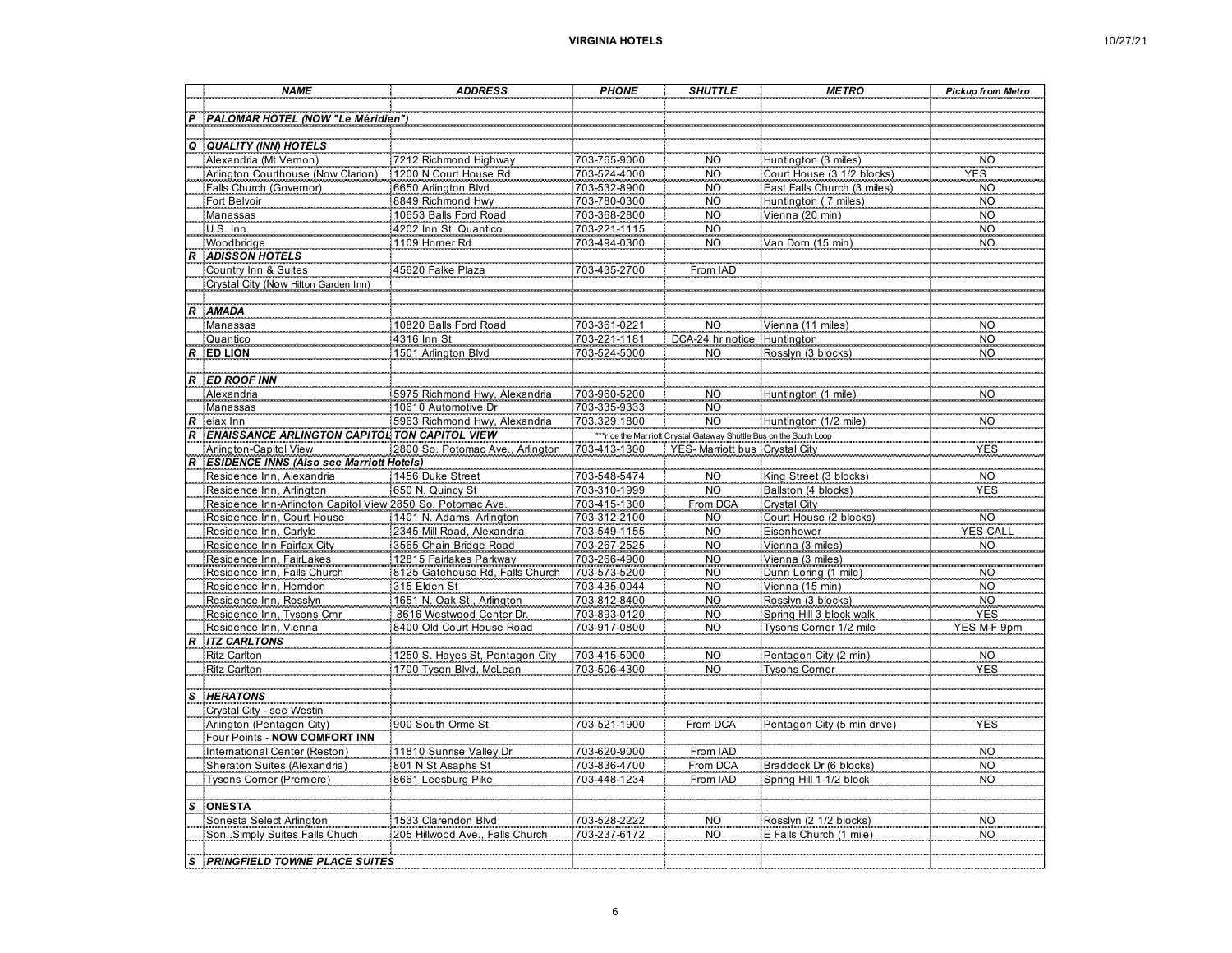# VIRGINIA HOTELS

10/27/21

| | NAME | ADDRESS | PHONE | SHUTTLE | METRO | Pickup from Metro |
|---|---|---|---|---|---|---|
| P | ***PALOMAR HOTEL (NOW "Le Méridien")*** | | | | | |
| Q | ***QUALITY (INN) HOTELS*** | | | | | |
| | Alexandria (Mt Vernon) | 7212 Richmond Highway | 703-765-9000 | NO | Huntington (3 miles) | NO |
| | Arlington Courthouse (Now Clarion) | 1200 N Court House Rd | 703-524-4000 | NO | Court House (3 1/2 blocks) | YES |
| | Falls Church (Governor) | 6650 Arlington Blvd | 703-532-8900 | NO | East Falls Church (3 miles) | NO |
| | Fort Belvoir | 8849 Richmond Hwy | 703-780-0300 | NO | Huntington ( 7 miles) | NO |
| | Manassas | 10653 Balls Ford Road | 703-368-2800 | NO | Vienna (20 min) | NO |
| | U.S. Inn | 4202 Inn St, Quantico | 703-221-1115 | NO | | NO |
| | Woodbridge | 1109 Horner Rd | 703-494-0300 | NO | Van Dorn (15 min) | NO |
| R | ***ADISSON HOTELS*** | | | | | |
| | Country Inn & Suites | 45620 Falke Plaza | 703-435-2700 | From IAD | | |
| | Crystal City (Now Hilton Garden Inn) | | | | | |
| R | ***AMADA*** | | | | | |
| | Manassas | 10820 Balls Ford Road | 703-361-0221 | NO | Vienna (11 miles) | NO |
| | Quantico | 4316 Inn St | 703-221-1181 | DCA-24 hr notice | Huntington | NO |
| R | **ED LION** | 1501 Arlington Blvd | 703-524-5000 | NO | Rosslyn (3 blocks) | NO |
| R | ***ED ROOF INN*** | | | | | |
| | Alexandria | 5975 Richmond Hwy, Alexandria | 703-960-5200 | NO | Huntington (1 mile) | NO |
| | Manassas | 10610 Automotive Dr | 703-335-9333 | NO | | |
| R | elax Inn | 5963 Richmond Hwy, Alexandria | 703.329.1800 | NO | Huntington (1/2 mile) | NO |
| R | ***ENAISSANCE ARLINGTON CAPITOL TON CAPITOL VIEW*** | | ***ride the Marriott Crystal Gateway Shuttle Bus on the South Loop | | | |
| | Arlington-Capitol View | 2800 So. Potomac Ave., Arlington | 703-413-1300 | YES- Marriott bus | Crystal City | YES |
| R | ***ESIDENCE INNS (Also see Marriott Hotels)*** | | | | | |
| | Residence Inn, Alexandria | 1456 Duke Street | 703-548-5474 | NO | King Street (3 blocks) | NO |
| | Residence Inn, Arlington | 650 N. Quincy St | 703-310-1999 | NO | Ballston (4 blocks) | YES |
| | Residence Inn-Arlington Capitol View | 2850 So. Potomac Ave. | 703-415-1300 | From DCA | Crystal City | |
| | Residence Inn, Court House | 1401 N. Adams, Arlington | 703-312-2100 | NO | Court House (2 blocks) | NO |
| | Residence Inn, Carlyle | 2345 Mill Road, Alexandria | 703-549-1155 | NO | Eisenhower | YES-CALL |
| | Residence Inn Fairfax City | 3565 Chain Bridge Road | 703-267-2525 | NO | Vienna (3 miles) | NO |
| | Residence Inn, FairLakes | 12815 Fairlakes Parkway | 703-266-4900 | NO | Vienna (3 miles) | |
| | Residence Inn, Falls Church | 8125 Gatehouse Rd, Falls Church | 703-573-5200 | NO | Dunn Loring (1 mile) | NO |
| | Residence Inn, Herndon | 315 Elden St | 703-435-0044 | NO | Vienna (15 min) | NO |
| | Residence Inn, Rosslyn | 1651 N. Oak St., Arlington | 703-812-8400 | NO | Rosslyn (3 blocks) | NO |
| | Residence Inn, Tysons Cnr | 8616 Westwood Center Dr. | 703-893-0120 | NO | Spring Hill 3 block walk | YES |
| | Residence Inn, Vienna | 8400 Old Court House Road | 703-917-0800 | NO | Tysons Corner 1/2 mile | YES M-F 9pm |
| R | ***ITZ CARLTONS*** | | | | | |
| | Ritz Carlton | 1250 S. Hayes St, Pentagon City | 703-415-5000 | NO | Pentagon City (2 min) | NO |
| | Ritz Carlton | 1700 Tyson Blvd, McLean | 703-506-4300 | NO | Tysons Corner | YES |
| S | ***HERATONS*** | | | | | |
| | Crystal City - see Westin | | | | | |
| | Arlington (Pentagon City) | 900 South Orme St | 703-521-1900 | From DCA | Pentagon City (5 min drive) | YES |
| | Four Points - **NOW COMFORT INN** | | | | | |
| | International Center (Reston) | 11810 Sunrise Valley Dr | 703-620-9000 | From IAD | | NO |
| | Sheraton Suites (Alexandria) | 801 N St Asaphs St | 703-836-4700 | From DCA | Braddock Dr (6 blocks) | NO |
| | Tysons Corner (Premiere) | 8661 Leesburg Pike | 703-448-1234 | From IAD | Spring Hill 1-1/2 block | NO |
| S | **ONESTA** | | | | | |
| | Sonesta Select Arlington | 1533 Clarendon Blvd | 703-528-2222 | NO | Rosslyn (2 1/2 blocks) | NO |
| | Son..Simply Suites Falls Chuch | 205 Hillwood Ave., Falls Church | 703-237-6172 | NO | E Falls Church (1 mile) | NO |
| S | ***PRINGFIELD TOWNE PLACE SUITES*** | | | | | |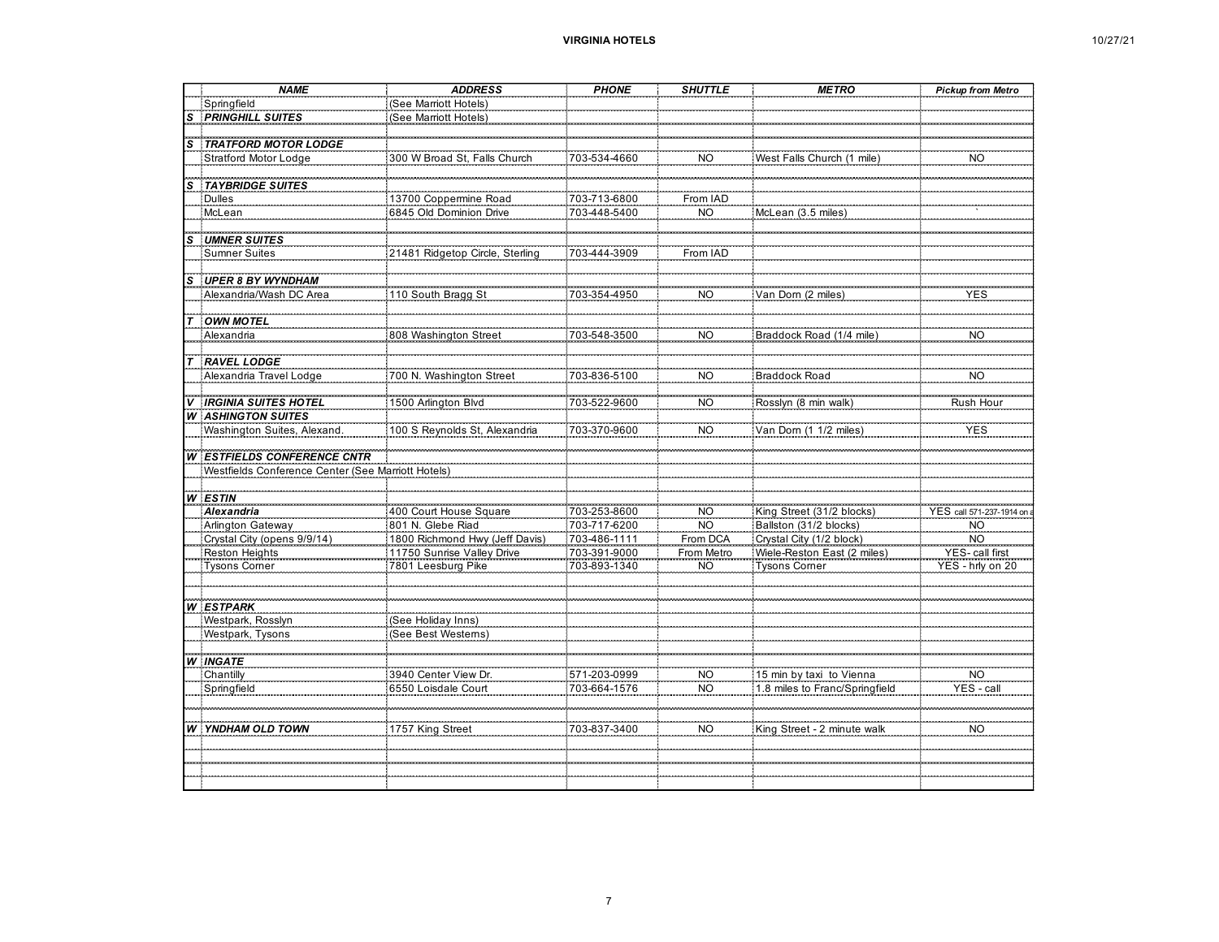# VIRGINIA HOTELS

| | NAME | ADDRESS | PHONE | SHUTTLE | METRO | Pickup from Metro |
|---|---|---|---|---|---|---|
| | Springfield | (See Marriott Hotels) | | | | |
| S | **PRINGHILL SUITES** | (See Marriott Hotels) | | | | |
| | | | | | | |
| S | **TRATFORD MOTOR LODGE** | | | | | |
| | Stratford Motor Lodge | 300 W Broad St, Falls Church | 703-534-4660 | NO | West Falls Church (1 mile) | NO |
| | | | | | | |
| S | **TAYBRIDGE SUITES** | | | | | |
| | Dulles | 13700 Coppermine Road | 703-713-6800 | From IAD | | |
| | McLean | 6845 Old Dominion Drive | 703-448-5400 | NO | McLean (3.5 miles) | ` |
| | | | | | | |
| S | **UMNER SUITES** | | | | | |
| | Sumner Suites | 21481 Ridgetop Circle, Sterling | 703-444-3909 | From IAD | | |
| | | | | | | |
| S | **UPER 8 BY WYNDHAM** | | | | | |
| | Alexandria/Wash DC Area | 110 South Bragg St | 703-354-4950 | NO | Van Dorn (2 miles) | YES |
| | | | | | | |
| T | **OWN MOTEL** | | | | | |
| | Alexandria | 808 Washington Street | 703-548-3500 | NO | Braddock Road (1/4 mile) | NO |
| | | | | | | |
| T | **RAVEL LODGE** | | | | | |
| | Alexandria Travel Lodge | 700 N. Washington Street | 703-836-5100 | NO | Braddock Road | NO |
| | | | | | | |
| V | **IRGINIA SUITES HOTEL** | 1500 Arlington Blvd | 703-522-9600 | NO | Rosslyn (8 min walk) | Rush Hour |
| W | **ASHINGTON SUITES** | | | | | |
| | Washington Suites, Alexand. | 100 S Reynolds St, Alexandria | 703-370-9600 | NO | Van Dorn (1 1/2 miles) | YES |
| | | | | | | |
| W | **ESTFIELDS CONFERENCE CNTR** | | | | | |
| | Westfields Conference Center (See Marriott Hotels) | | | | | |
| | | | | | | |
| W | **ESTIN** | | | | | |
| | ***Alexandria*** | 400 Court House Square | 703-253-8600 | NO | King Street (31/2 blocks) | YES call 571-237-1914 on a |
| | Arlington Gateway | 801 N. Glebe Riad | 703-717-6200 | NO | Ballston (31/2 blocks) | NO |
| | Crystal City (opens 9/9/14) | 1800 Richmond Hwy (Jeff Davis) | 703-486-1111 | From DCA | Crystal City (1/2 block) | NO |
| | Reston Heights | 11750 Sunrise Valley Drive | 703-391-9000 | From Metro | Wiele-Reston East (2 miles) | YES- call first |
| | Tysons Corner | 7801 Leesburg Pike | 703-893-1340 | NO | Tysons Corner | YES - hrly on 20 |
| | | | | | | |
| | | | | | | |
| W | **ESTPARK** | | | | | |
| | Westpark, Rosslyn | (See Holiday Inns) | | | | |
| | Westpark, Tysons | (See Best Westerns) | | | | |
| | | | | | | |
| W | **INGATE** | | | | | |
| | Chantilly | 3940 Center View Dr. | 571-203-0999 | NO | 15 min by taxi to Vienna | NO |
| | Springfield | 6550 Loisdale Court | 703-664-1576 | NO | 1.8 miles to Franc/Springfield | YES - call |
| | | | | | | |
| | | | | | | |
| W | **YNDHAM OLD TOWN** | 1757 King Street | 703-837-3400 | NO | King Street - 2 minute walk | NO |